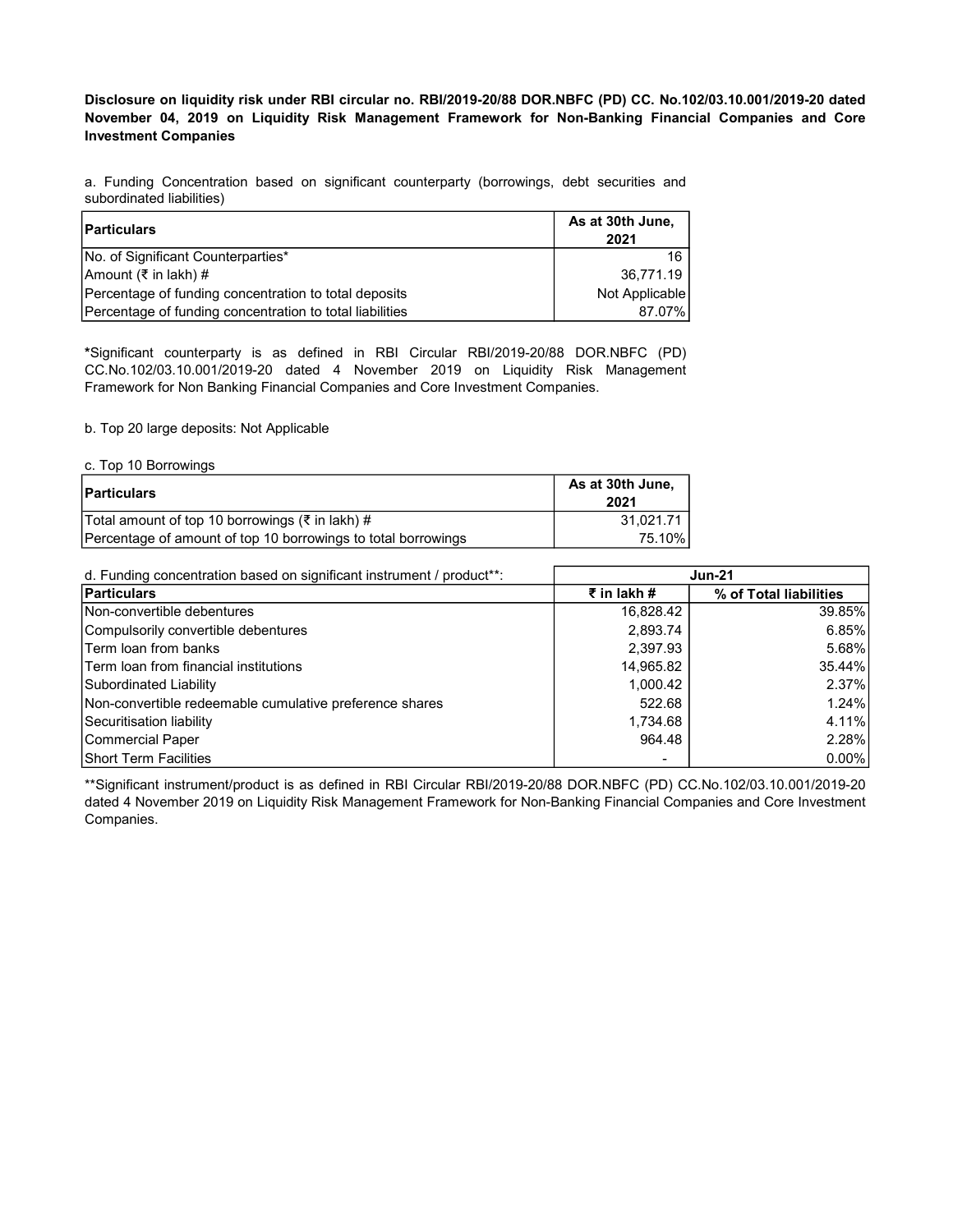**Disclosure on liquidity risk under RBI circular no. RBI/2019-20/88 DOR.NBFC (PD) CC. No.102/03.10.001/2019-20 dated November 04, 2019 on Liquidity Risk Management Framework for Non-Banking Financial Companies and Core Investment Companies**

a. Funding Concentration based on significant counterparty (borrowings, debt securities and subordinated liabilities)

| Particulars | As at 30th June, 2021 |
|---|---|
| No. of Significant Counterparties* | 16 |
| Amount (₹ in lakh) # | 36,771.19 |
| Percentage of funding concentration to total deposits | Not Applicable |
| Percentage of funding concentration to total liabilities | 87.07% |

*Significant counterparty is as defined in RBI Circular RBI/2019-20/88 DOR.NBFC (PD) CC.No.102/03.10.001/2019-20 dated 4 November 2019 on Liquidity Risk Management Framework for Non Banking Financial Companies and Core Investment Companies.

b. Top 20 large deposits: Not Applicable

c. Top 10 Borrowings

| Particulars | As at 30th June, 2021 |
|---|---|
| Total amount of top 10 borrowings (₹ in lakh) # | 31,021.71 |
| Percentage of amount of top 10 borrowings to total borrowings | 75.10% |

| d. Funding concentration based on significant instrument / product**: | Jun-21 | |
|---|---|---|
| **Particulars** | **₹ in lakh #** | **% of Total liabilities** |
| Non-convertible debentures | 16,828.42 | 39.85% |
| Compulsorily convertible debentures | 2,893.74 | 6.85% |
| Term loan from banks | 2,397.93 | 5.68% |
| Term loan from financial institutions | 14,965.82 | 35.44% |
| Subordinated Liability | 1,000.42 | 2.37% |
| Non-convertible redeemable cumulative preference shares | 522.68 | 1.24% |
| Securitisation liability | 1,734.68 | 4.11% |
| Commercial Paper | 964.48 | 2.28% |
| Short Term Facilities | - | 0.00% |

**Significant instrument/product is as defined in RBI Circular RBI/2019-20/88 DOR.NBFC (PD) CC.No.102/03.10.001/2019-20 dated 4 November 2019 on Liquidity Risk Management Framework for Non-Banking Financial Companies and Core Investment Companies.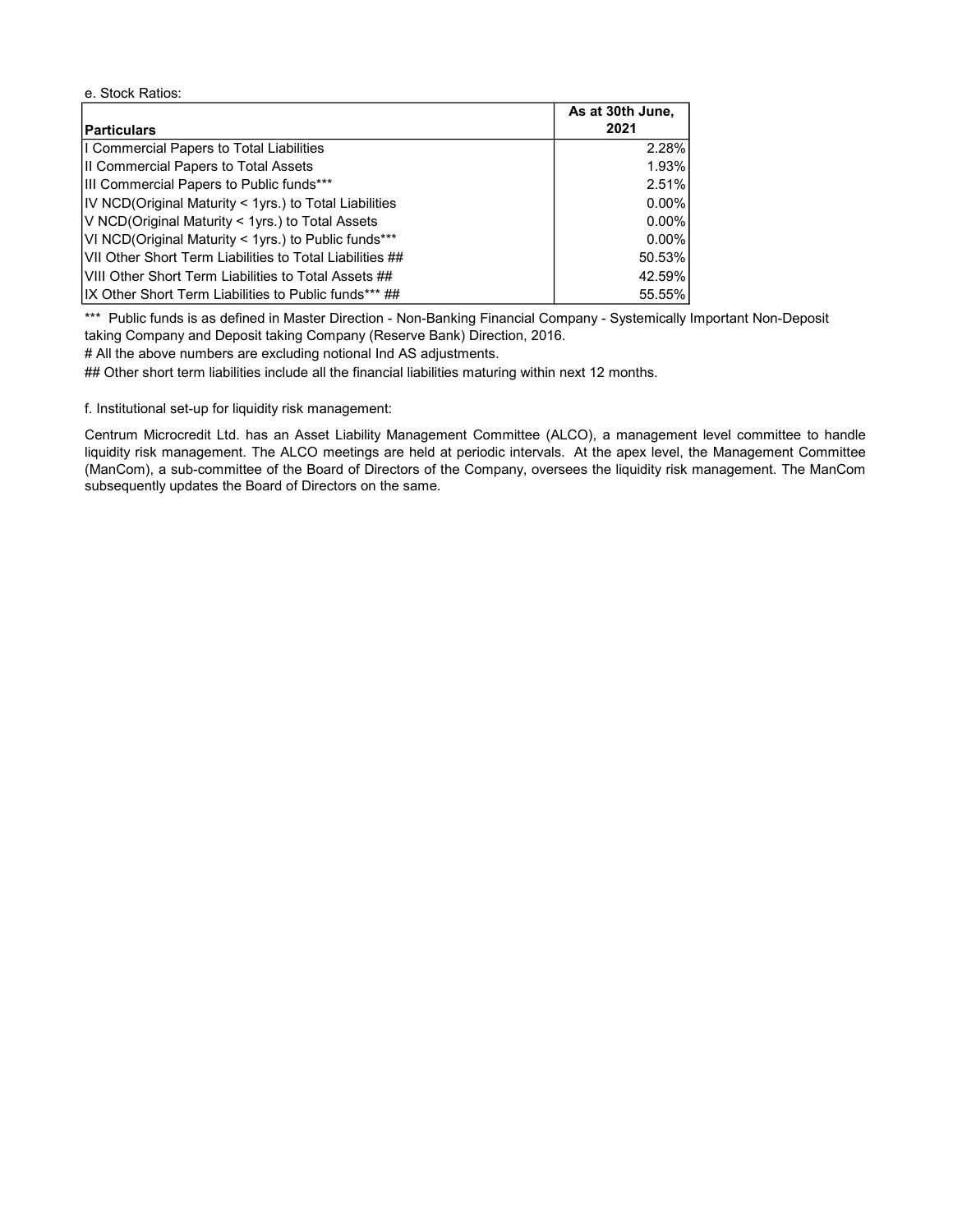e. Stock Ratios:

| Particulars | As at 30th June, 2021 |
|---|---|
| I Commercial Papers to Total Liabilities | 2.28% |
| II Commercial Papers to Total Assets | 1.93% |
| III Commercial Papers to Public funds*** | 2.51% |
| IV NCD(Original Maturity < 1yrs.) to Total Liabilities | 0.00% |
| V NCD(Original Maturity < 1yrs.) to Total Assets | 0.00% |
| VI NCD(Original Maturity < 1yrs.) to Public funds*** | 0.00% |
| VII Other Short Term Liabilities to Total Liabilities ## | 50.53% |
| VIII Other Short Term Liabilities to Total Assets ## | 42.59% |
| IX Other Short Term Liabilities to Public funds*** ## | 55.55% |

*** Public funds is as defined in Master Direction - Non-Banking Financial Company - Systemically Important Non-Deposit taking Company and Deposit taking Company (Reserve Bank) Direction, 2016.

# All the above numbers are excluding notional Ind AS adjustments.

## Other short term liabilities include all the financial liabilities maturing within next 12 months.

f. Institutional set-up for liquidity risk management:

Centrum Microcredit Ltd. has an Asset Liability Management Committee (ALCO), a management level committee to handle liquidity risk management. The ALCO meetings are held at periodic intervals. At the apex level, the Management Committee (ManCom), a sub-committee of the Board of Directors of the Company, oversees the liquidity risk management. The ManCom subsequently updates the Board of Directors on the same.